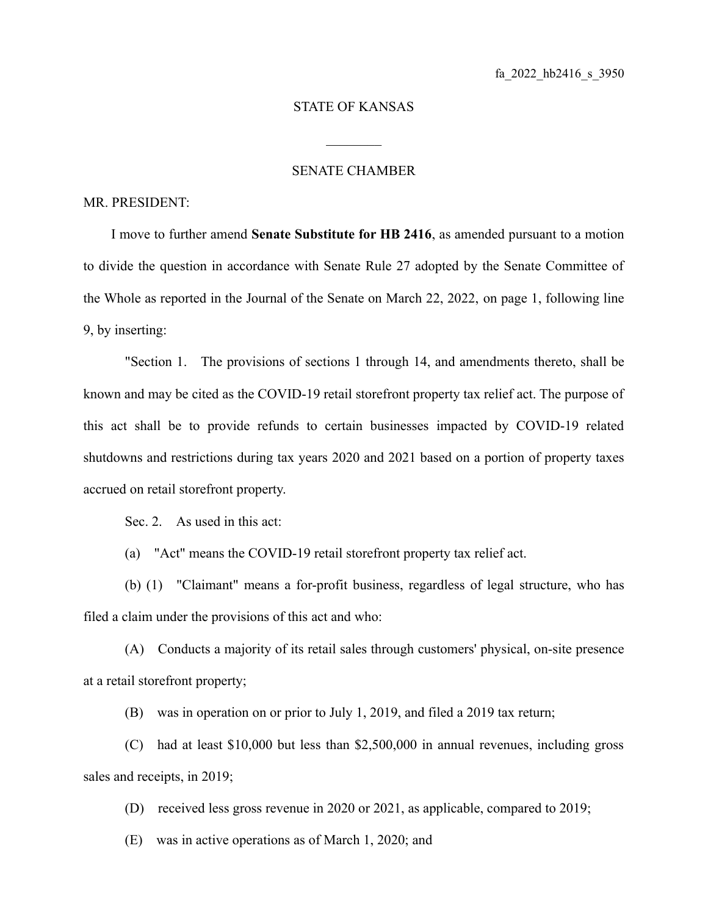fa_2022_hb2416_s_3950

STATE OF KANSAS

\_\_\_\_\_\_\_\_

SENATE CHAMBER

MR. PRESIDENT:

I move to further amend **Senate Substitute for HB 2416**, as amended pursuant to a motion to divide the question in accordance with Senate Rule 27 adopted by the Senate Committee of the Whole as reported in the Journal of the Senate on March 22, 2022, on page 1, following line 9, by inserting:

"Section 1. The provisions of sections 1 through 14, and amendments thereto, shall be known and may be cited as the COVID-19 retail storefront property tax relief act. The purpose of this act shall be to provide refunds to certain businesses impacted by COVID-19 related shutdowns and restrictions during tax years 2020 and 2021 based on a portion of property taxes accrued on retail storefront property.

Sec. 2. As used in this act:

(a) "Act" means the COVID-19 retail storefront property tax relief act.

(b) (1) "Claimant" means a for-profit business, regardless of legal structure, who has filed a claim under the provisions of this act and who:

(A) Conducts a majority of its retail sales through customers' physical, on-site presence at a retail storefront property;

(B) was in operation on or prior to July 1, 2019, and filed a 2019 tax return;

(C) had at least $10,000 but less than $2,500,000 in annual revenues, including gross sales and receipts, in 2019;

(D) received less gross revenue in 2020 or 2021, as applicable, compared to 2019;

(E) was in active operations as of March 1, 2020; and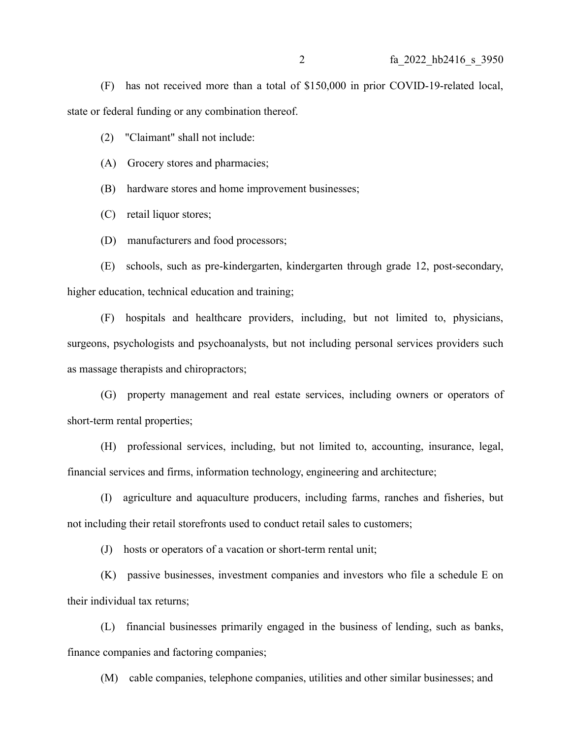(F) has not received more than a total of $150,000 in prior COVID-19-related local, state or federal funding or any combination thereof.

(2) "Claimant" shall not include:

(A) Grocery stores and pharmacies;

(B) hardware stores and home improvement businesses;

(C) retail liquor stores;

(D) manufacturers and food processors;

(E) schools, such as pre-kindergarten, kindergarten through grade 12, post-secondary, higher education, technical education and training;

(F) hospitals and healthcare providers, including, but not limited to, physicians, surgeons, psychologists and psychoanalysts, but not including personal services providers such as massage therapists and chiropractors;

(G) property management and real estate services, including owners or operators of short-term rental properties;

(H) professional services, including, but not limited to, accounting, insurance, legal, financial services and firms, information technology, engineering and architecture;

(I) agriculture and aquaculture producers, including farms, ranches and fisheries, but not including their retail storefronts used to conduct retail sales to customers;

(J) hosts or operators of a vacation or short-term rental unit;

(K) passive businesses, investment companies and investors who file a schedule E on their individual tax returns;

(L) financial businesses primarily engaged in the business of lending, such as banks, finance companies and factoring companies;

(M) cable companies, telephone companies, utilities and other similar businesses; and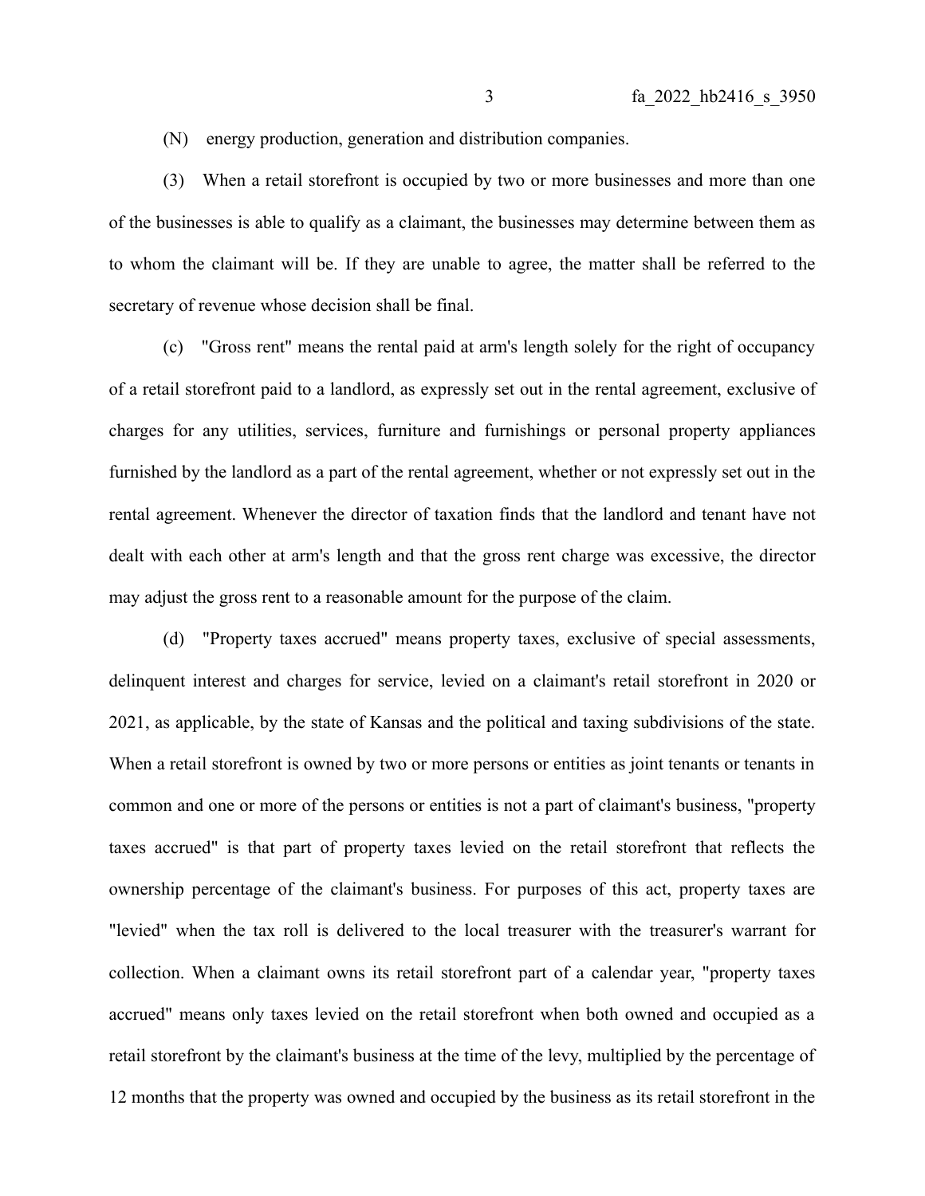(N) energy production, generation and distribution companies.

(3) When a retail storefront is occupied by two or more businesses and more than one of the businesses is able to qualify as a claimant, the businesses may determine between them as to whom the claimant will be. If they are unable to agree, the matter shall be referred to the secretary of revenue whose decision shall be final.

(c) "Gross rent" means the rental paid at arm's length solely for the right of occupancy of a retail storefront paid to a landlord, as expressly set out in the rental agreement, exclusive of charges for any utilities, services, furniture and furnishings or personal property appliances furnished by the landlord as a part of the rental agreement, whether or not expressly set out in the rental agreement. Whenever the director of taxation finds that the landlord and tenant have not dealt with each other at arm's length and that the gross rent charge was excessive, the director may adjust the gross rent to a reasonable amount for the purpose of the claim.

(d) "Property taxes accrued" means property taxes, exclusive of special assessments, delinquent interest and charges for service, levied on a claimant's retail storefront in 2020 or 2021, as applicable, by the state of Kansas and the political and taxing subdivisions of the state. When a retail storefront is owned by two or more persons or entities as joint tenants or tenants in common and one or more of the persons or entities is not a part of claimant's business, "property taxes accrued" is that part of property taxes levied on the retail storefront that reflects the ownership percentage of the claimant's business. For purposes of this act, property taxes are "levied" when the tax roll is delivered to the local treasurer with the treasurer's warrant for collection. When a claimant owns its retail storefront part of a calendar year, "property taxes accrued" means only taxes levied on the retail storefront when both owned and occupied as a retail storefront by the claimant's business at the time of the levy, multiplied by the percentage of 12 months that the property was owned and occupied by the business as its retail storefront in the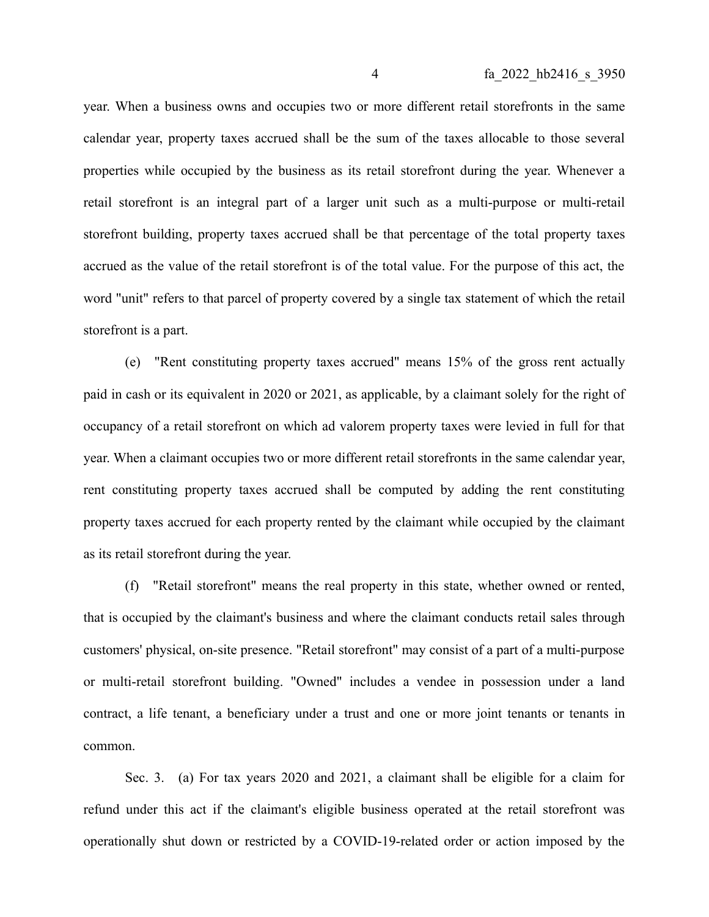year. When a business owns and occupies two or more different retail storefronts in the same calendar year, property taxes accrued shall be the sum of the taxes allocable to those several properties while occupied by the business as its retail storefront during the year. Whenever a retail storefront is an integral part of a larger unit such as a multi-purpose or multi-retail storefront building, property taxes accrued shall be that percentage of the total property taxes accrued as the value of the retail storefront is of the total value. For the purpose of this act, the word "unit" refers to that parcel of property covered by a single tax statement of which the retail storefront is a part.

(e) "Rent constituting property taxes accrued" means 15% of the gross rent actually paid in cash or its equivalent in 2020 or 2021, as applicable, by a claimant solely for the right of occupancy of a retail storefront on which ad valorem property taxes were levied in full for that year. When a claimant occupies two or more different retail storefronts in the same calendar year, rent constituting property taxes accrued shall be computed by adding the rent constituting property taxes accrued for each property rented by the claimant while occupied by the claimant as its retail storefront during the year.

(f) "Retail storefront" means the real property in this state, whether owned or rented, that is occupied by the claimant's business and where the claimant conducts retail sales through customers' physical, on-site presence. "Retail storefront" may consist of a part of a multi-purpose or multi-retail storefront building. "Owned" includes a vendee in possession under a land contract, a life tenant, a beneficiary under a trust and one or more joint tenants or tenants in common.

Sec. 3. (a) For tax years 2020 and 2021, a claimant shall be eligible for a claim for refund under this act if the claimant's eligible business operated at the retail storefront was operationally shut down or restricted by a COVID-19-related order or action imposed by the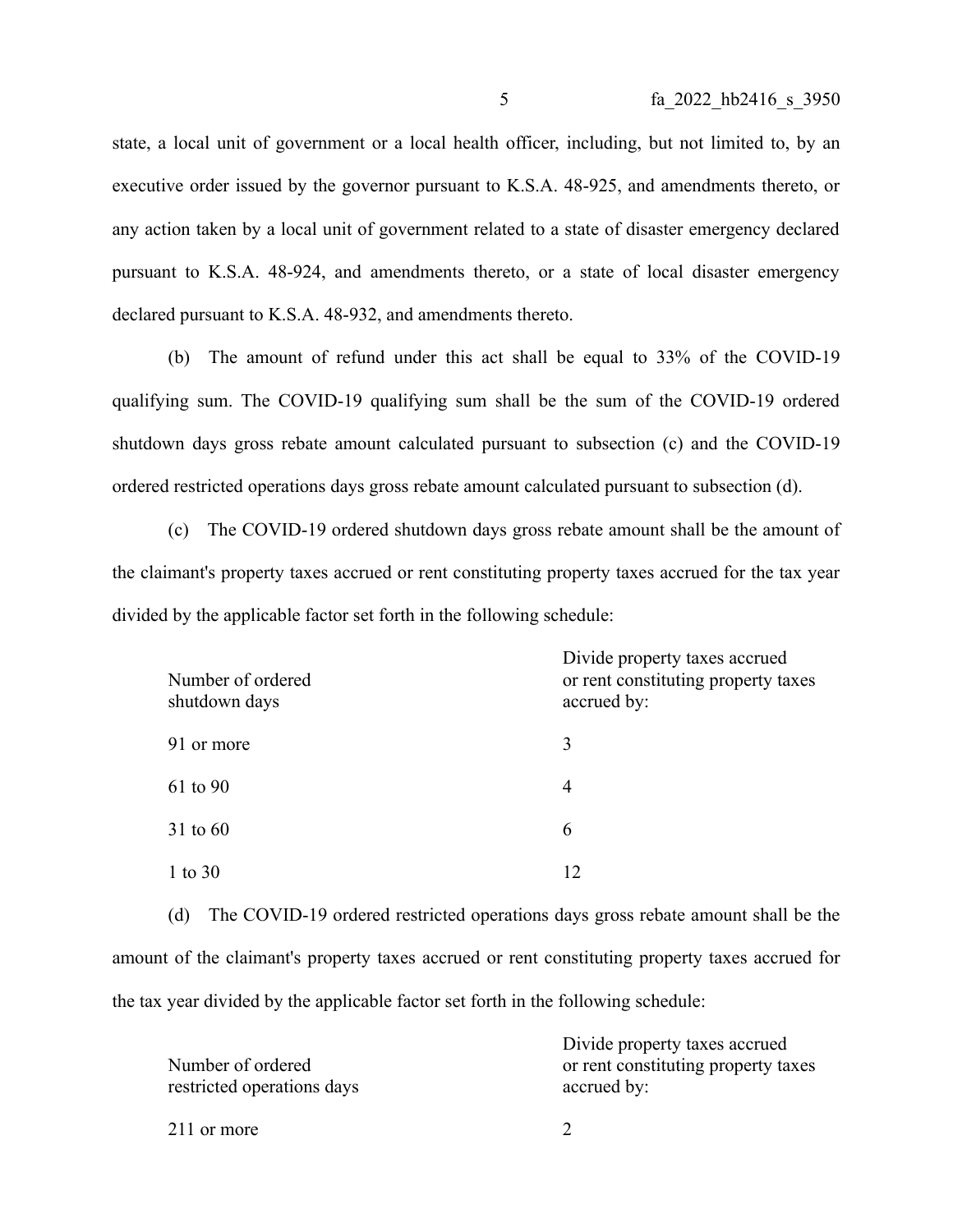state, a local unit of government or a local health officer, including, but not limited to, by an executive order issued by the governor pursuant to K.S.A. 48-925, and amendments thereto, or any action taken by a local unit of government related to a state of disaster emergency declared pursuant to K.S.A. 48-924, and amendments thereto, or a state of local disaster emergency declared pursuant to K.S.A. 48-932, and amendments thereto.

(b) The amount of refund under this act shall be equal to 33% of the COVID-19 qualifying sum. The COVID-19 qualifying sum shall be the sum of the COVID-19 ordered shutdown days gross rebate amount calculated pursuant to subsection (c) and the COVID-19 ordered restricted operations days gross rebate amount calculated pursuant to subsection (d).

(c) The COVID-19 ordered shutdown days gross rebate amount shall be the amount of the claimant's property taxes accrued or rent constituting property taxes accrued for the tax year divided by the applicable factor set forth in the following schedule:

| Number of ordered shutdown days | Divide property taxes accrued or rent constituting property taxes accrued by: |
|---|---|
| 91 or more | 3 |
| 61 to 90 | 4 |
| 31 to 60 | 6 |
| 1 to 30 | 12 |

(d) The COVID-19 ordered restricted operations days gross rebate amount shall be the amount of the claimant's property taxes accrued or rent constituting property taxes accrued for the tax year divided by the applicable factor set forth in the following schedule:

| Number of ordered restricted operations days | Divide property taxes accrued or rent constituting property taxes accrued by: |
|---|---|
| 211 or more | 2 |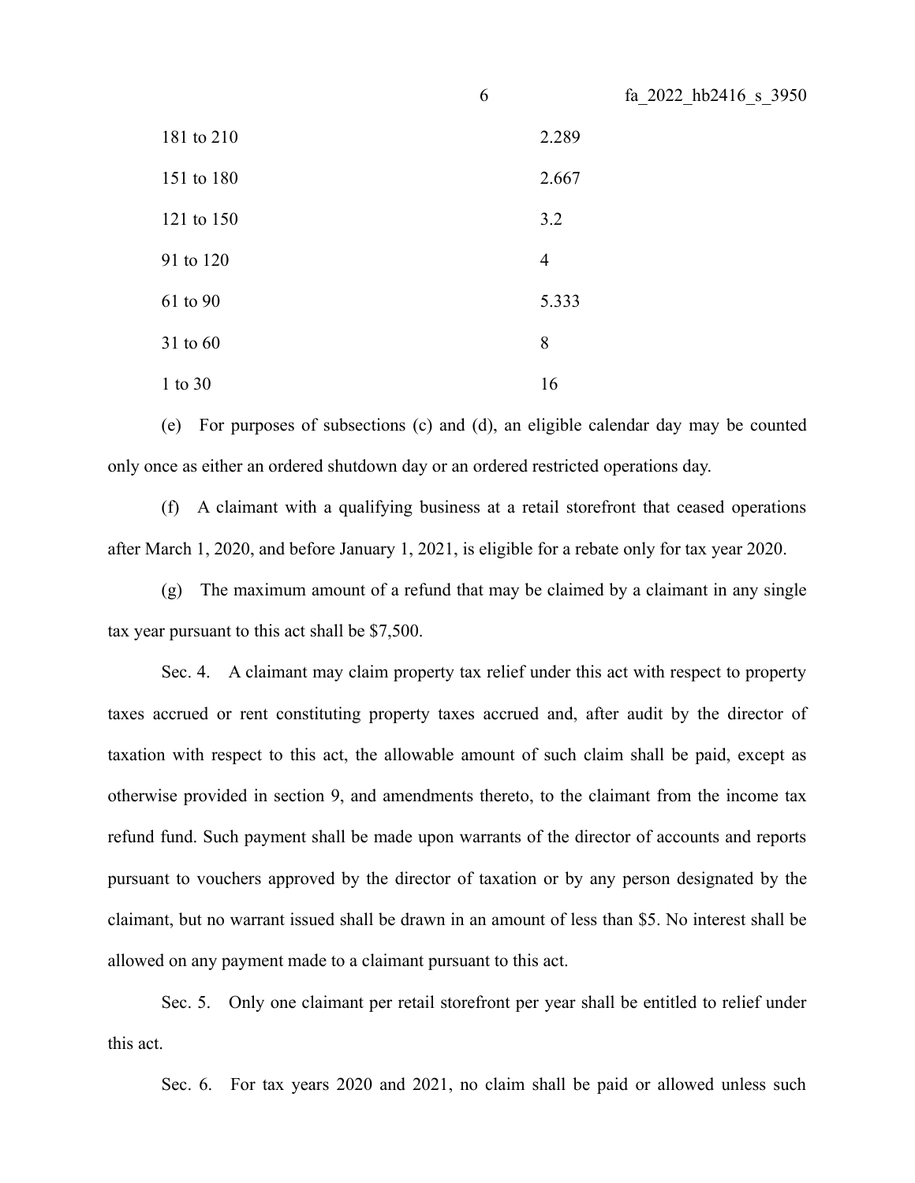| | |
|---|---|
| 181 to 210 | 2.289 |
| 151 to 180 | 2.667 |
| 121 to 150 | 3.2 |
| 91 to 120 | 4 |
| 61 to 90 | 5.333 |
| 31 to 60 | 8 |
| 1 to 30 | 16 |

(e) For purposes of subsections (c) and (d), an eligible calendar day may be counted only once as either an ordered shutdown day or an ordered restricted operations day.

(f) A claimant with a qualifying business at a retail storefront that ceased operations after March 1, 2020, and before January 1, 2021, is eligible for a rebate only for tax year 2020.

(g) The maximum amount of a refund that may be claimed by a claimant in any single tax year pursuant to this act shall be $7,500.

Sec. 4. A claimant may claim property tax relief under this act with respect to property taxes accrued or rent constituting property taxes accrued and, after audit by the director of taxation with respect to this act, the allowable amount of such claim shall be paid, except as otherwise provided in section 9, and amendments thereto, to the claimant from the income tax refund fund. Such payment shall be made upon warrants of the director of accounts and reports pursuant to vouchers approved by the director of taxation or by any person designated by the claimant, but no warrant issued shall be drawn in an amount of less than $5. No interest shall be allowed on any payment made to a claimant pursuant to this act.

Sec. 5. Only one claimant per retail storefront per year shall be entitled to relief under this act.

Sec. 6. For tax years 2020 and 2021, no claim shall be paid or allowed unless such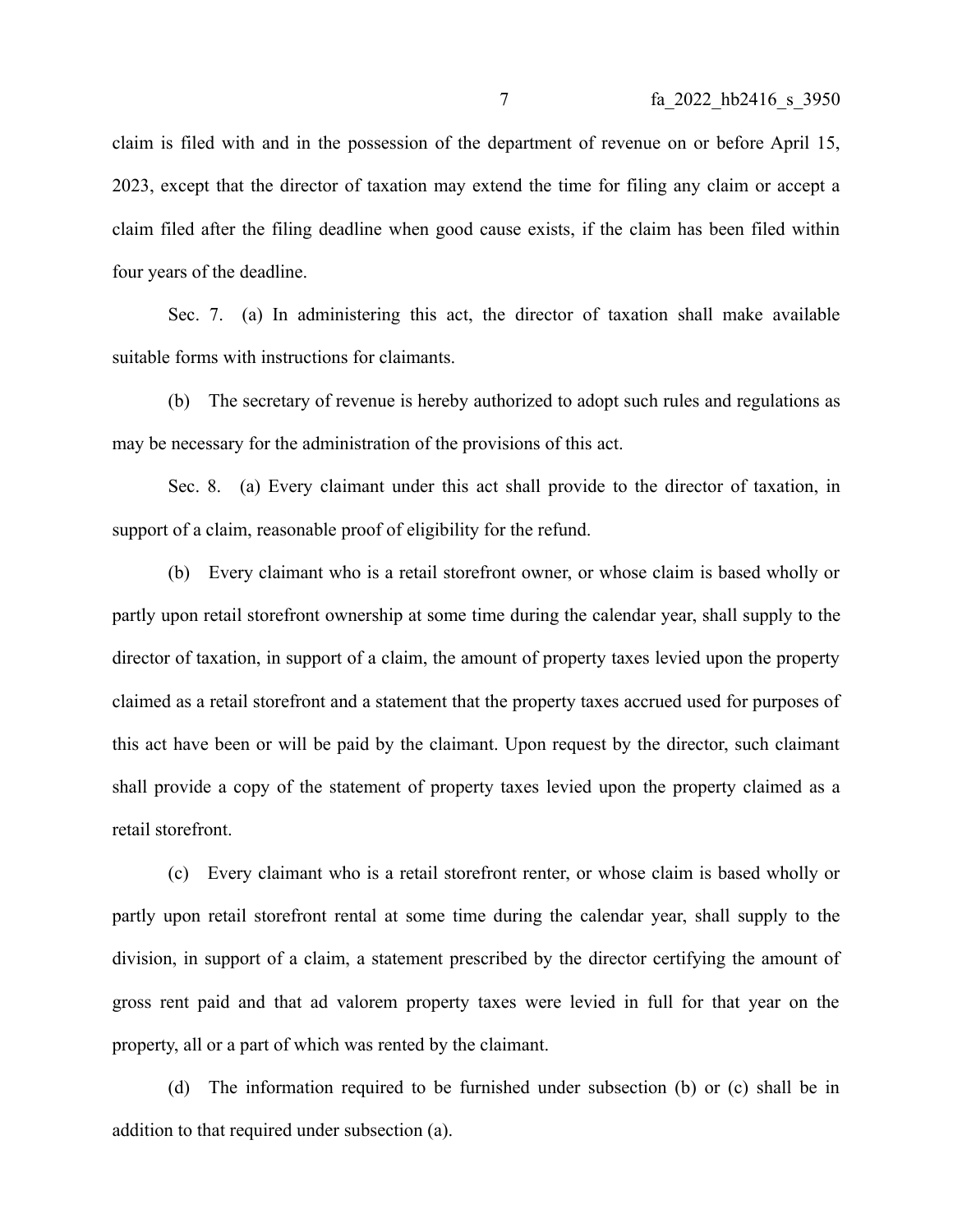claim is filed with and in the possession of the department of revenue on or before April 15, 2023, except that the director of taxation may extend the time for filing any claim or accept a claim filed after the filing deadline when good cause exists, if the claim has been filed within four years of the deadline.

Sec. 7. (a) In administering this act, the director of taxation shall make available suitable forms with instructions for claimants.

(b) The secretary of revenue is hereby authorized to adopt such rules and regulations as may be necessary for the administration of the provisions of this act.

Sec. 8. (a) Every claimant under this act shall provide to the director of taxation, in support of a claim, reasonable proof of eligibility for the refund.

(b) Every claimant who is a retail storefront owner, or whose claim is based wholly or partly upon retail storefront ownership at some time during the calendar year, shall supply to the director of taxation, in support of a claim, the amount of property taxes levied upon the property claimed as a retail storefront and a statement that the property taxes accrued used for purposes of this act have been or will be paid by the claimant. Upon request by the director, such claimant shall provide a copy of the statement of property taxes levied upon the property claimed as a retail storefront.

(c) Every claimant who is a retail storefront renter, or whose claim is based wholly or partly upon retail storefront rental at some time during the calendar year, shall supply to the division, in support of a claim, a statement prescribed by the director certifying the amount of gross rent paid and that ad valorem property taxes were levied in full for that year on the property, all or a part of which was rented by the claimant.

(d) The information required to be furnished under subsection (b) or (c) shall be in addition to that required under subsection (a).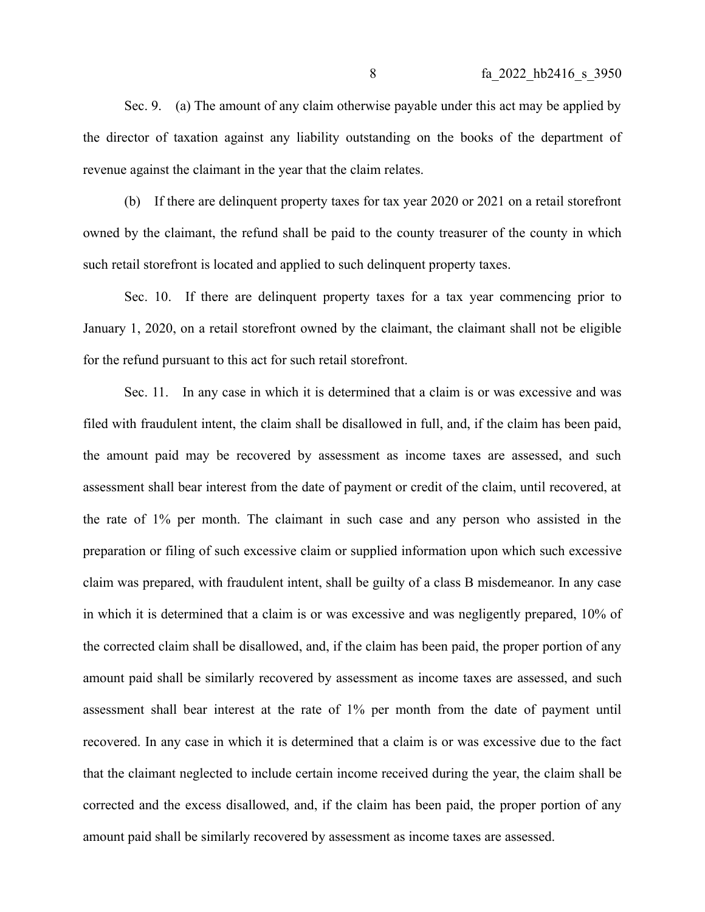Sec. 9. (a) The amount of any claim otherwise payable under this act may be applied by the director of taxation against any liability outstanding on the books of the department of revenue against the claimant in the year that the claim relates.

(b) If there are delinquent property taxes for tax year 2020 or 2021 on a retail storefront owned by the claimant, the refund shall be paid to the county treasurer of the county in which such retail storefront is located and applied to such delinquent property taxes.

Sec. 10. If there are delinquent property taxes for a tax year commencing prior to January 1, 2020, on a retail storefront owned by the claimant, the claimant shall not be eligible for the refund pursuant to this act for such retail storefront.

Sec. 11. In any case in which it is determined that a claim is or was excessive and was filed with fraudulent intent, the claim shall be disallowed in full, and, if the claim has been paid, the amount paid may be recovered by assessment as income taxes are assessed, and such assessment shall bear interest from the date of payment or credit of the claim, until recovered, at the rate of 1% per month. The claimant in such case and any person who assisted in the preparation or filing of such excessive claim or supplied information upon which such excessive claim was prepared, with fraudulent intent, shall be guilty of a class B misdemeanor. In any case in which it is determined that a claim is or was excessive and was negligently prepared, 10% of the corrected claim shall be disallowed, and, if the claim has been paid, the proper portion of any amount paid shall be similarly recovered by assessment as income taxes are assessed, and such assessment shall bear interest at the rate of 1% per month from the date of payment until recovered. In any case in which it is determined that a claim is or was excessive due to the fact that the claimant neglected to include certain income received during the year, the claim shall be corrected and the excess disallowed, and, if the claim has been paid, the proper portion of any amount paid shall be similarly recovered by assessment as income taxes are assessed.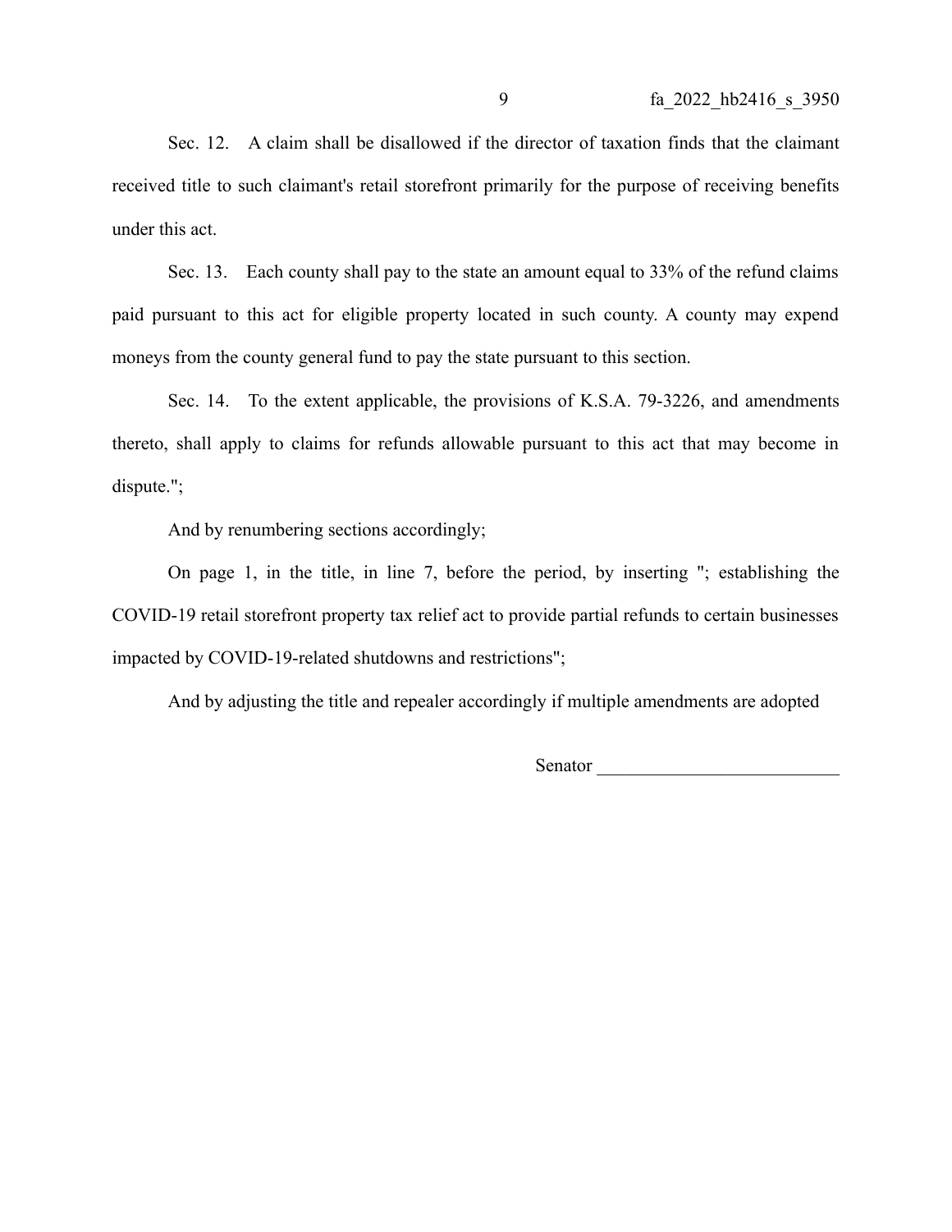Sec. 12. A claim shall be disallowed if the director of taxation finds that the claimant received title to such claimant's retail storefront primarily for the purpose of receiving benefits under this act.

Sec. 13. Each county shall pay to the state an amount equal to 33% of the refund claims paid pursuant to this act for eligible property located in such county. A county may expend moneys from the county general fund to pay the state pursuant to this section.

Sec. 14. To the extent applicable, the provisions of K.S.A. 79-3226, and amendments thereto, shall apply to claims for refunds allowable pursuant to this act that may become in dispute.";

And by renumbering sections accordingly;

On page 1, in the title, in line 7, before the period, by inserting "; establishing the COVID-19 retail storefront property tax relief act to provide partial refunds to certain businesses impacted by COVID-19-related shutdowns and restrictions";

And by adjusting the title and repealer accordingly if multiple amendments are adopted

Senator \_\_\_\_\_\_\_\_\_\_\_\_\_\_\_\_\_\_\_\_\_\_\_\_\_\_